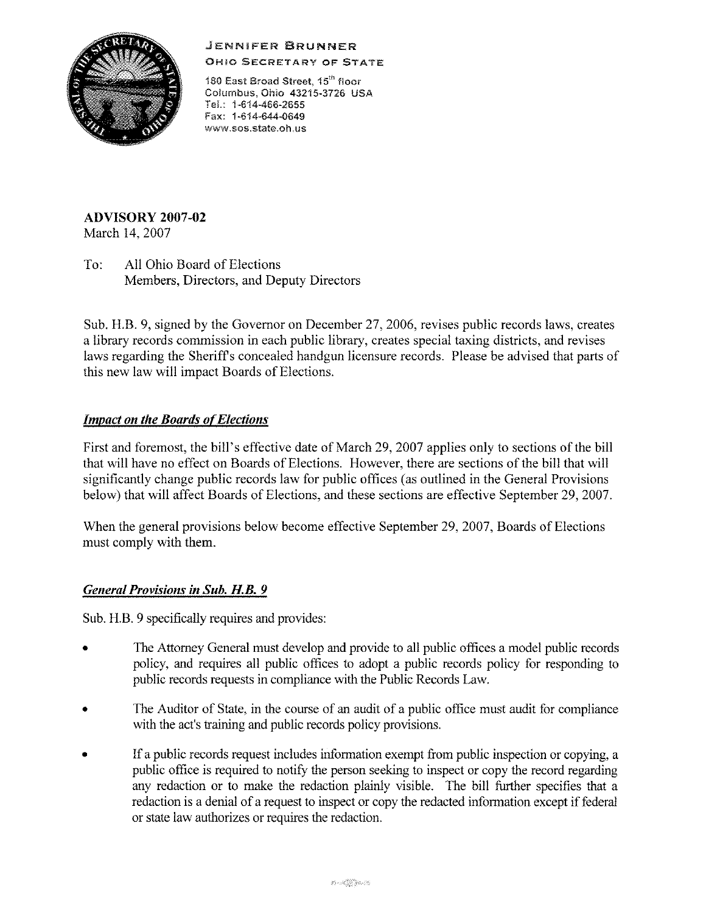**JENNIFER BRUNNER**
**OHIO SECRETARY OF STATE**

180 East Broad Street, 15th floor
Columbus, Ohio 43215-3726 USA
Tel.: 1-614-466-2655
Fax: 1-614-644-0649
www.sos.state.oh.us

**ADVISORY 2007-02**
March 14, 2007

To: All Ohio Board of Elections
Members, Directors, and Deputy Directors

Sub. H.B. 9, signed by the Governor on December 27, 2006, revises public records laws, creates a library records commission in each public library, creates special taxing districts, and revises laws regarding the Sheriff's concealed handgun licensure records. Please be advised that parts of this new law will impact Boards of Elections.

***Impact on the Boards of Elections***

First and foremost, the bill's effective date of March 29, 2007 applies only to sections of the bill that will have no effect on Boards of Elections. However, there are sections of the bill that will significantly change public records law for public offices (as outlined in the General Provisions below) that will affect Boards of Elections, and these sections are effective September 29, 2007.

When the general provisions below become effective September 29, 2007, Boards of Elections must comply with them.

***General Provisions in Sub. H.B. 9***

Sub. H.B. 9 specifically requires and provides:

- The Attorney General must develop and provide to all public offices a model public records policy, and requires all public offices to adopt a public records policy for responding to public records requests in compliance with the Public Records Law.
- The Auditor of State, in the course of an audit of a public office must audit for compliance with the act's training and public records policy provisions.
- If a public records request includes information exempt from public inspection or copying, a public office is required to notify the person seeking to inspect or copy the record regarding any redaction or to make the redaction plainly visible. The bill further specifies that a redaction is a denial of a request to inspect or copy the redacted information except if federal or state law authorizes or requires the redaction.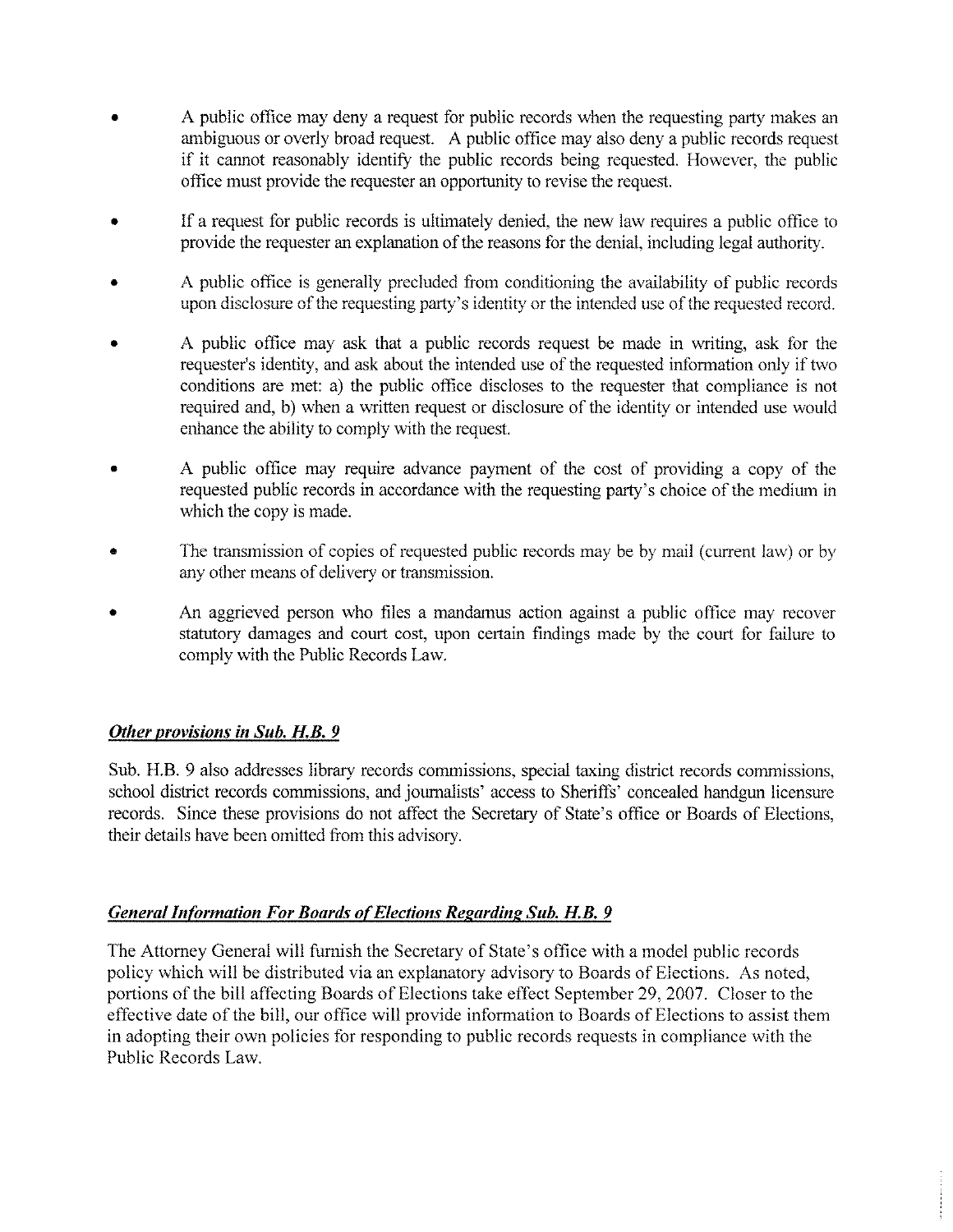- A public office may deny a request for public records when the requesting party makes an ambiguous or overly broad request. A public office may also deny a public records request if it cannot reasonably identify the public records being requested. However, the public office must provide the requester an opportunity to revise the request.

- If a request for public records is ultimately denied, the new law requires a public office to provide the requester an explanation of the reasons for the denial, including legal authority.

- A public office is generally precluded from conditioning the availability of public records upon disclosure of the requesting party's identity or the intended use of the requested record.

- A public office may ask that a public records request be made in writing, ask for the requester's identity, and ask about the intended use of the requested information only if two conditions are met: a) the public office discloses to the requester that compliance is not required and, b) when a written request or disclosure of the identity or intended use would enhance the ability to comply with the request.

- A public office may require advance payment of the cost of providing a copy of the requested public records in accordance with the requesting party's choice of the medium in which the copy is made.

- The transmission of copies of requested public records may be by mail (current law) or by any other means of delivery or transmission.

- An aggrieved person who files a mandamus action against a public office may recover statutory damages and court cost, upon certain findings made by the court for failure to comply with the Public Records Law.

***Other provisions in Sub. H.B. 9***

Sub. H.B. 9 also addresses library records commissions, special taxing district records commissions, school district records commissions, and journalists' access to Sheriffs' concealed handgun licensure records. Since these provisions do not affect the Secretary of State's office or Boards of Elections, their details have been omitted from this advisory.

***General Information For Boards of Elections Regarding Sub. H.B. 9***

The Attorney General will furnish the Secretary of State's office with a model public records policy which will be distributed via an explanatory advisory to Boards of Elections. As noted, portions of the bill affecting Boards of Elections take effect September 29, 2007. Closer to the effective date of the bill, our office will provide information to Boards of Elections to assist them in adopting their own policies for responding to public records requests in compliance with the Public Records Law.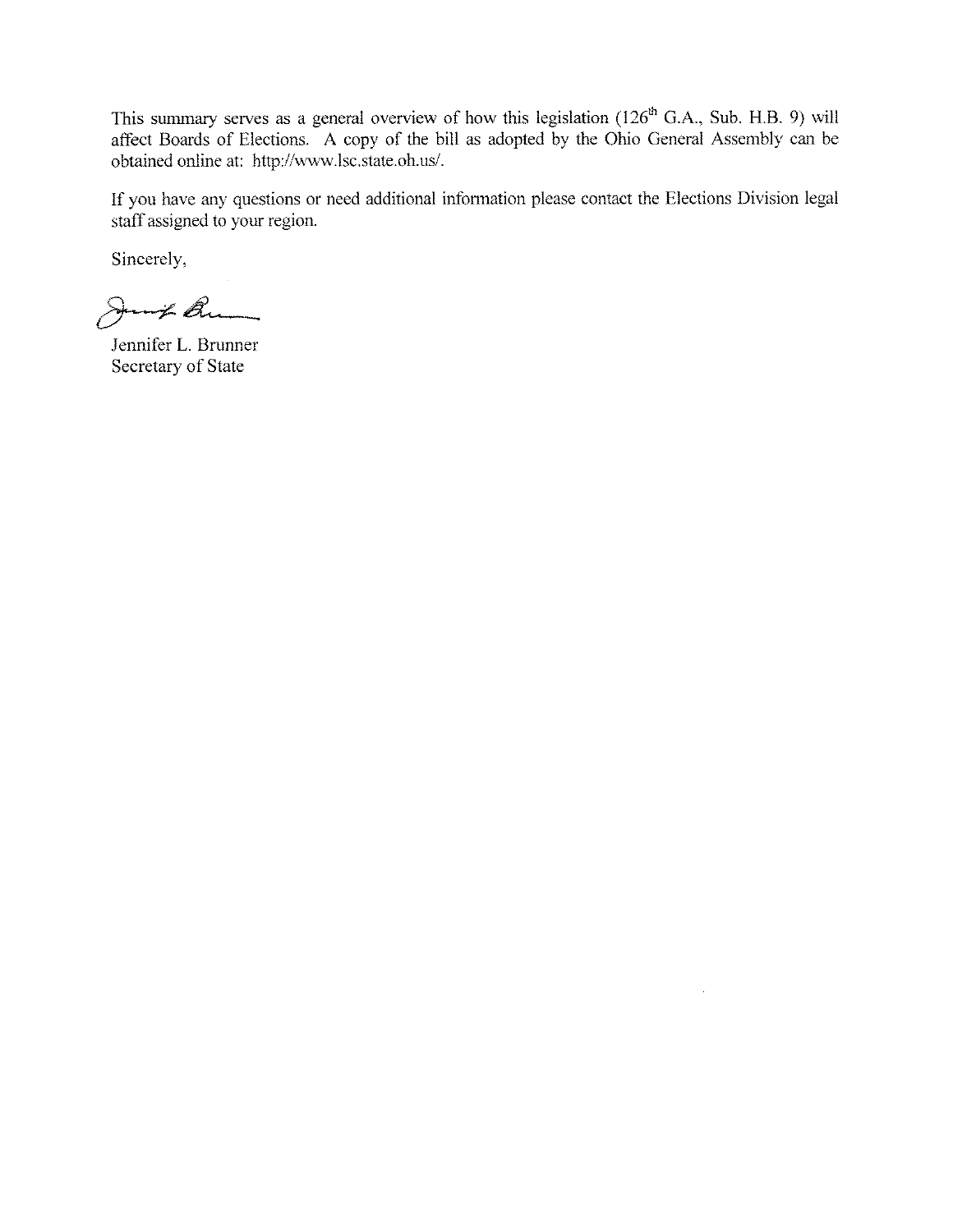This summary serves as a general overview of how this legislation ($126^{th}$ G.A., Sub. H.B. 9) will affect Boards of Elections. A copy of the bill as adopted by the Ohio General Assembly can be obtained online at: http://www.lsc.state.oh.us/.

If you have any questions or need additional information please contact the Elections Division legal staff assigned to your region.

Sincerely,

Jennifer L. Brunner  
Secretary of State